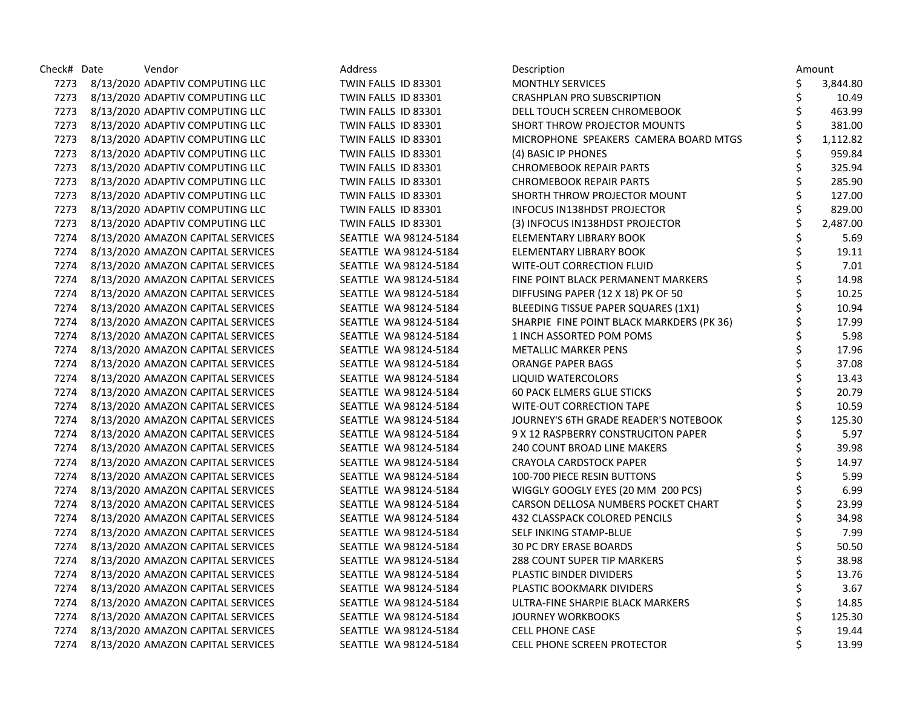| Check# | Date | Vendor | Address | Description | Amount |
|---|---|---|---|---|---|
| 7273 | 8/13/2020 | ADAPTIV COMPUTING LLC | TWIN FALLS ID 83301 | MONTHLY SERVICES | $ 3,844.80 |
| 7273 | 8/13/2020 | ADAPTIV COMPUTING LLC | TWIN FALLS ID 83301 | CRASHPLAN PRO SUBSCRIPTION | $ 10.49 |
| 7273 | 8/13/2020 | ADAPTIV COMPUTING LLC | TWIN FALLS ID 83301 | DELL TOUCH SCREEN CHROMEBOOK | $ 463.99 |
| 7273 | 8/13/2020 | ADAPTIV COMPUTING LLC | TWIN FALLS ID 83301 | SHORT THROW PROJECTOR MOUNTS | $ 381.00 |
| 7273 | 8/13/2020 | ADAPTIV COMPUTING LLC | TWIN FALLS ID 83301 | MICROPHONE SPEAKERS CAMERA BOARD MTGS | $ 1,112.82 |
| 7273 | 8/13/2020 | ADAPTIV COMPUTING LLC | TWIN FALLS ID 83301 | (4) BASIC IP PHONES | $ 959.84 |
| 7273 | 8/13/2020 | ADAPTIV COMPUTING LLC | TWIN FALLS ID 83301 | CHROMEBOOK REPAIR PARTS | $ 325.94 |
| 7273 | 8/13/2020 | ADAPTIV COMPUTING LLC | TWIN FALLS ID 83301 | CHROMEBOOK REPAIR PARTS | $ 285.90 |
| 7273 | 8/13/2020 | ADAPTIV COMPUTING LLC | TWIN FALLS ID 83301 | SHORTH THROW PROJECTOR MOUNT | $ 127.00 |
| 7273 | 8/13/2020 | ADAPTIV COMPUTING LLC | TWIN FALLS ID 83301 | INFOCUS IN138HDST PROJECTOR | $ 829.00 |
| 7273 | 8/13/2020 | ADAPTIV COMPUTING LLC | TWIN FALLS ID 83301 | (3) INFOCUS IN138HDST PROJECTOR | $ 2,487.00 |
| 7274 | 8/13/2020 | AMAZON CAPITAL SERVICES | SEATTLE WA 98124-5184 | ELEMENTARY LIBRARY BOOK | $ 5.69 |
| 7274 | 8/13/2020 | AMAZON CAPITAL SERVICES | SEATTLE WA 98124-5184 | ELEMENTARY LIBRARY BOOK | $ 19.11 |
| 7274 | 8/13/2020 | AMAZON CAPITAL SERVICES | SEATTLE WA 98124-5184 | WITE-OUT CORRECTION FLUID | $ 7.01 |
| 7274 | 8/13/2020 | AMAZON CAPITAL SERVICES | SEATTLE WA 98124-5184 | FINE POINT BLACK PERMANENT MARKERS | $ 14.98 |
| 7274 | 8/13/2020 | AMAZON CAPITAL SERVICES | SEATTLE WA 98124-5184 | DIFFUSING PAPER (12 X 18) PK OF 50 | $ 10.25 |
| 7274 | 8/13/2020 | AMAZON CAPITAL SERVICES | SEATTLE WA 98124-5184 | BLEEDING TISSUE PAPER SQUARES (1X1) | $ 10.94 |
| 7274 | 8/13/2020 | AMAZON CAPITAL SERVICES | SEATTLE WA 98124-5184 | SHARPIE FINE POINT BLACK MARKDERS (PK 36) | $ 17.99 |
| 7274 | 8/13/2020 | AMAZON CAPITAL SERVICES | SEATTLE WA 98124-5184 | 1 INCH ASSORTED POM POMS | $ 5.98 |
| 7274 | 8/13/2020 | AMAZON CAPITAL SERVICES | SEATTLE WA 98124-5184 | METALLIC MARKER PENS | $ 17.96 |
| 7274 | 8/13/2020 | AMAZON CAPITAL SERVICES | SEATTLE WA 98124-5184 | ORANGE PAPER BAGS | $ 37.08 |
| 7274 | 8/13/2020 | AMAZON CAPITAL SERVICES | SEATTLE WA 98124-5184 | LIQUID WATERCOLORS | $ 13.43 |
| 7274 | 8/13/2020 | AMAZON CAPITAL SERVICES | SEATTLE WA 98124-5184 | 60 PACK ELMERS GLUE STICKS | $ 20.79 |
| 7274 | 8/13/2020 | AMAZON CAPITAL SERVICES | SEATTLE WA 98124-5184 | WITE-OUT CORRECTION TAPE | $ 10.59 |
| 7274 | 8/13/2020 | AMAZON CAPITAL SERVICES | SEATTLE WA 98124-5184 | JOURNEY'S 6TH GRADE READER'S NOTEBOOK | $ 125.30 |
| 7274 | 8/13/2020 | AMAZON CAPITAL SERVICES | SEATTLE WA 98124-5184 | 9 X 12 RASPBERRY CONSTRUCITON PAPER | $ 5.97 |
| 7274 | 8/13/2020 | AMAZON CAPITAL SERVICES | SEATTLE WA 98124-5184 | 240 COUNT BROAD LINE MAKERS | $ 39.98 |
| 7274 | 8/13/2020 | AMAZON CAPITAL SERVICES | SEATTLE WA 98124-5184 | CRAYOLA CARDSTOCK PAPER | $ 14.97 |
| 7274 | 8/13/2020 | AMAZON CAPITAL SERVICES | SEATTLE WA 98124-5184 | 100-700 PIECE RESIN BUTTONS | $ 5.99 |
| 7274 | 8/13/2020 | AMAZON CAPITAL SERVICES | SEATTLE WA 98124-5184 | WIGGLY GOOGLY EYES (20 MM 200 PCS) | $ 6.99 |
| 7274 | 8/13/2020 | AMAZON CAPITAL SERVICES | SEATTLE WA 98124-5184 | CARSON DELLOSA NUMBERS POCKET CHART | $ 23.99 |
| 7274 | 8/13/2020 | AMAZON CAPITAL SERVICES | SEATTLE WA 98124-5184 | 432 CLASSPACK COLORED PENCILS | $ 34.98 |
| 7274 | 8/13/2020 | AMAZON CAPITAL SERVICES | SEATTLE WA 98124-5184 | SELF INKING STAMP-BLUE | $ 7.99 |
| 7274 | 8/13/2020 | AMAZON CAPITAL SERVICES | SEATTLE WA 98124-5184 | 30 PC DRY ERASE BOARDS | $ 50.50 |
| 7274 | 8/13/2020 | AMAZON CAPITAL SERVICES | SEATTLE WA 98124-5184 | 288 COUNT SUPER TIP MARKERS | $ 38.98 |
| 7274 | 8/13/2020 | AMAZON CAPITAL SERVICES | SEATTLE WA 98124-5184 | PLASTIC BINDER DIVIDERS | $ 13.76 |
| 7274 | 8/13/2020 | AMAZON CAPITAL SERVICES | SEATTLE WA 98124-5184 | PLASTIC BOOKMARK DIVIDERS | $ 3.67 |
| 7274 | 8/13/2020 | AMAZON CAPITAL SERVICES | SEATTLE WA 98124-5184 | ULTRA-FINE SHARPIE BLACK MARKERS | $ 14.85 |
| 7274 | 8/13/2020 | AMAZON CAPITAL SERVICES | SEATTLE WA 98124-5184 | JOURNEY WORKBOOKS | $ 125.30 |
| 7274 | 8/13/2020 | AMAZON CAPITAL SERVICES | SEATTLE WA 98124-5184 | CELL PHONE CASE | $ 19.44 |
| 7274 | 8/13/2020 | AMAZON CAPITAL SERVICES | SEATTLE WA 98124-5184 | CELL PHONE SCREEN PROTECTOR | $ 13.99 |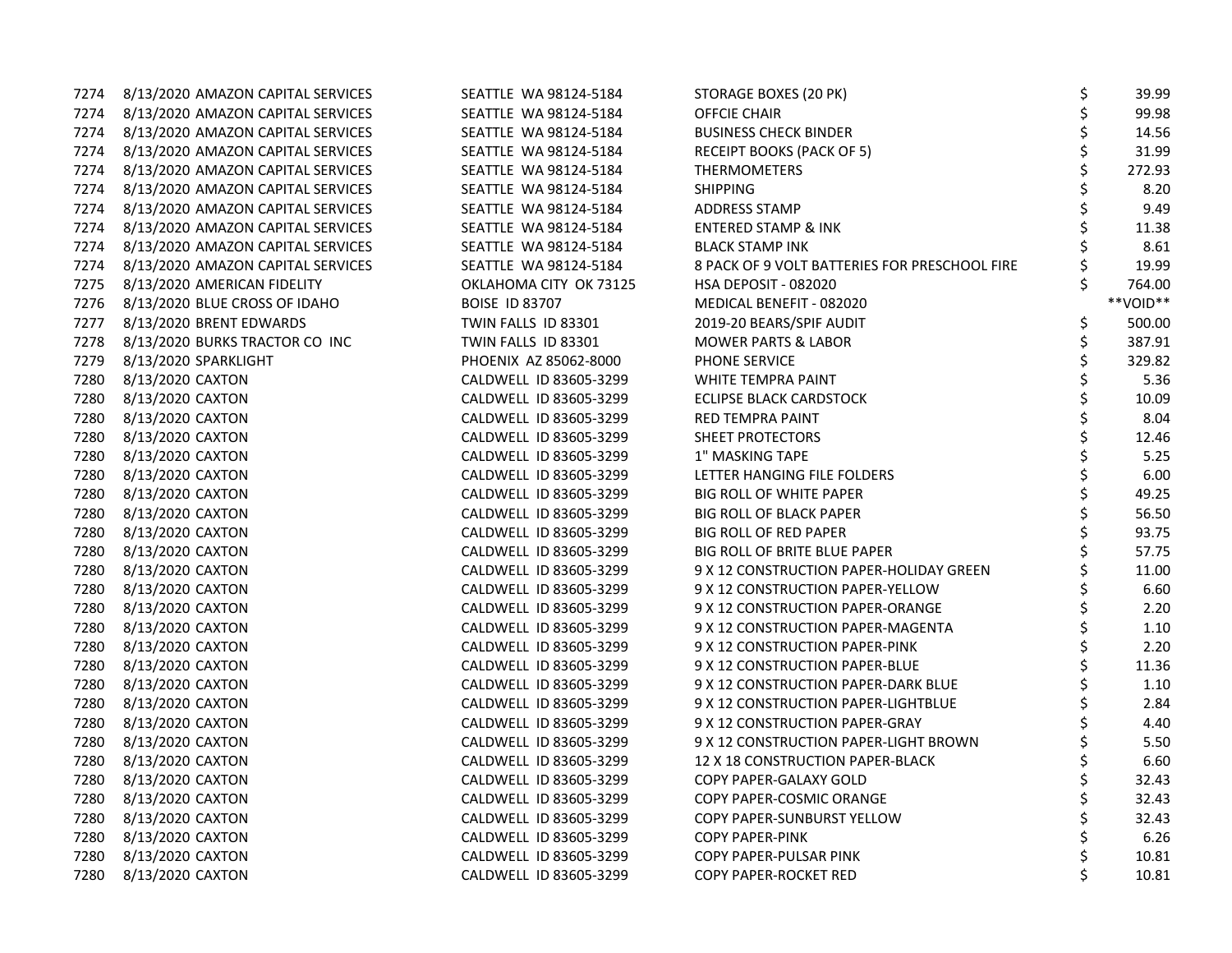| | | | | | |
|---|---|---|---|---|---|
| 7274 | 8/13/2020 | AMAZON CAPITAL SERVICES | SEATTLE WA 98124-5184 | STORAGE BOXES (20 PK) | $ 39.99 |
| 7274 | 8/13/2020 | AMAZON CAPITAL SERVICES | SEATTLE WA 98124-5184 | OFFCIE CHAIR | $ 99.98 |
| 7274 | 8/13/2020 | AMAZON CAPITAL SERVICES | SEATTLE WA 98124-5184 | BUSINESS CHECK BINDER | $ 14.56 |
| 7274 | 8/13/2020 | AMAZON CAPITAL SERVICES | SEATTLE WA 98124-5184 | RECEIPT BOOKS (PACK OF 5) | $ 31.99 |
| 7274 | 8/13/2020 | AMAZON CAPITAL SERVICES | SEATTLE WA 98124-5184 | THERMOMETERS | $ 272.93 |
| 7274 | 8/13/2020 | AMAZON CAPITAL SERVICES | SEATTLE WA 98124-5184 | SHIPPING | $ 8.20 |
| 7274 | 8/13/2020 | AMAZON CAPITAL SERVICES | SEATTLE WA 98124-5184 | ADDRESS STAMP | $ 9.49 |
| 7274 | 8/13/2020 | AMAZON CAPITAL SERVICES | SEATTLE WA 98124-5184 | ENTERED STAMP & INK | $ 11.38 |
| 7274 | 8/13/2020 | AMAZON CAPITAL SERVICES | SEATTLE WA 98124-5184 | BLACK STAMP INK | $ 8.61 |
| 7274 | 8/13/2020 | AMAZON CAPITAL SERVICES | SEATTLE WA 98124-5184 | 8 PACK OF 9 VOLT BATTERIES FOR PRESCHOOL FIRE | $ 19.99 |
| 7275 | 8/13/2020 | AMERICAN FIDELITY | OKLAHOMA CITY OK 73125 | HSA DEPOSIT - 082020 | $ 764.00 |
| 7276 | 8/13/2020 | BLUE CROSS OF IDAHO | BOISE ID 83707 | MEDICAL BENEFIT - 082020 | **VOID** |
| 7277 | 8/13/2020 | BRENT EDWARDS | TWIN FALLS ID 83301 | 2019-20 BEARS/SPIF AUDIT | $ 500.00 |
| 7278 | 8/13/2020 | BURKS TRACTOR CO INC | TWIN FALLS ID 83301 | MOWER PARTS & LABOR | $ 387.91 |
| 7279 | 8/13/2020 | SPARKLIGHT | PHOENIX AZ 85062-8000 | PHONE SERVICE | $ 329.82 |
| 7280 | 8/13/2020 | CAXTON | CALDWELL ID 83605-3299 | WHITE TEMPRA PAINT | $ 5.36 |
| 7280 | 8/13/2020 | CAXTON | CALDWELL ID 83605-3299 | ECLIPSE BLACK CARDSTOCK | $ 10.09 |
| 7280 | 8/13/2020 | CAXTON | CALDWELL ID 83605-3299 | RED TEMPRA PAINT | $ 8.04 |
| 7280 | 8/13/2020 | CAXTON | CALDWELL ID 83605-3299 | SHEET PROTECTORS | $ 12.46 |
| 7280 | 8/13/2020 | CAXTON | CALDWELL ID 83605-3299 | 1" MASKING TAPE | $ 5.25 |
| 7280 | 8/13/2020 | CAXTON | CALDWELL ID 83605-3299 | LETTER HANGING FILE FOLDERS | $ 6.00 |
| 7280 | 8/13/2020 | CAXTON | CALDWELL ID 83605-3299 | BIG ROLL OF WHITE PAPER | $ 49.25 |
| 7280 | 8/13/2020 | CAXTON | CALDWELL ID 83605-3299 | BIG ROLL OF BLACK PAPER | $ 56.50 |
| 7280 | 8/13/2020 | CAXTON | CALDWELL ID 83605-3299 | BIG ROLL OF RED PAPER | $ 93.75 |
| 7280 | 8/13/2020 | CAXTON | CALDWELL ID 83605-3299 | BIG ROLL OF BRITE BLUE PAPER | $ 57.75 |
| 7280 | 8/13/2020 | CAXTON | CALDWELL ID 83605-3299 | 9 X 12 CONSTRUCTION PAPER-HOLIDAY GREEN | $ 11.00 |
| 7280 | 8/13/2020 | CAXTON | CALDWELL ID 83605-3299 | 9 X 12 CONSTRUCTION PAPER-YELLOW | $ 6.60 |
| 7280 | 8/13/2020 | CAXTON | CALDWELL ID 83605-3299 | 9 X 12 CONSTRUCTION PAPER-ORANGE | $ 2.20 |
| 7280 | 8/13/2020 | CAXTON | CALDWELL ID 83605-3299 | 9 X 12 CONSTRUCTION PAPER-MAGENTA | $ 1.10 |
| 7280 | 8/13/2020 | CAXTON | CALDWELL ID 83605-3299 | 9 X 12 CONSTRUCTION PAPER-PINK | $ 2.20 |
| 7280 | 8/13/2020 | CAXTON | CALDWELL ID 83605-3299 | 9 X 12 CONSTRUCTION PAPER-BLUE | $ 11.36 |
| 7280 | 8/13/2020 | CAXTON | CALDWELL ID 83605-3299 | 9 X 12 CONSTRUCTION PAPER-DARK BLUE | $ 1.10 |
| 7280 | 8/13/2020 | CAXTON | CALDWELL ID 83605-3299 | 9 X 12 CONSTRUCTION PAPER-LIGHTBLUE | $ 2.84 |
| 7280 | 8/13/2020 | CAXTON | CALDWELL ID 83605-3299 | 9 X 12 CONSTRUCTION PAPER-GRAY | $ 4.40 |
| 7280 | 8/13/2020 | CAXTON | CALDWELL ID 83605-3299 | 9 X 12 CONSTRUCTION PAPER-LIGHT BROWN | $ 5.50 |
| 7280 | 8/13/2020 | CAXTON | CALDWELL ID 83605-3299 | 12 X 18 CONSTRUCTION PAPER-BLACK | $ 6.60 |
| 7280 | 8/13/2020 | CAXTON | CALDWELL ID 83605-3299 | COPY PAPER-GALAXY GOLD | $ 32.43 |
| 7280 | 8/13/2020 | CAXTON | CALDWELL ID 83605-3299 | COPY PAPER-COSMIC ORANGE | $ 32.43 |
| 7280 | 8/13/2020 | CAXTON | CALDWELL ID 83605-3299 | COPY PAPER-SUNBURST YELLOW | $ 32.43 |
| 7280 | 8/13/2020 | CAXTON | CALDWELL ID 83605-3299 | COPY PAPER-PINK | $ 6.26 |
| 7280 | 8/13/2020 | CAXTON | CALDWELL ID 83605-3299 | COPY PAPER-PULSAR PINK | $ 10.81 |
| 7280 | 8/13/2020 | CAXTON | CALDWELL ID 83605-3299 | COPY PAPER-ROCKET RED | $ 10.81 |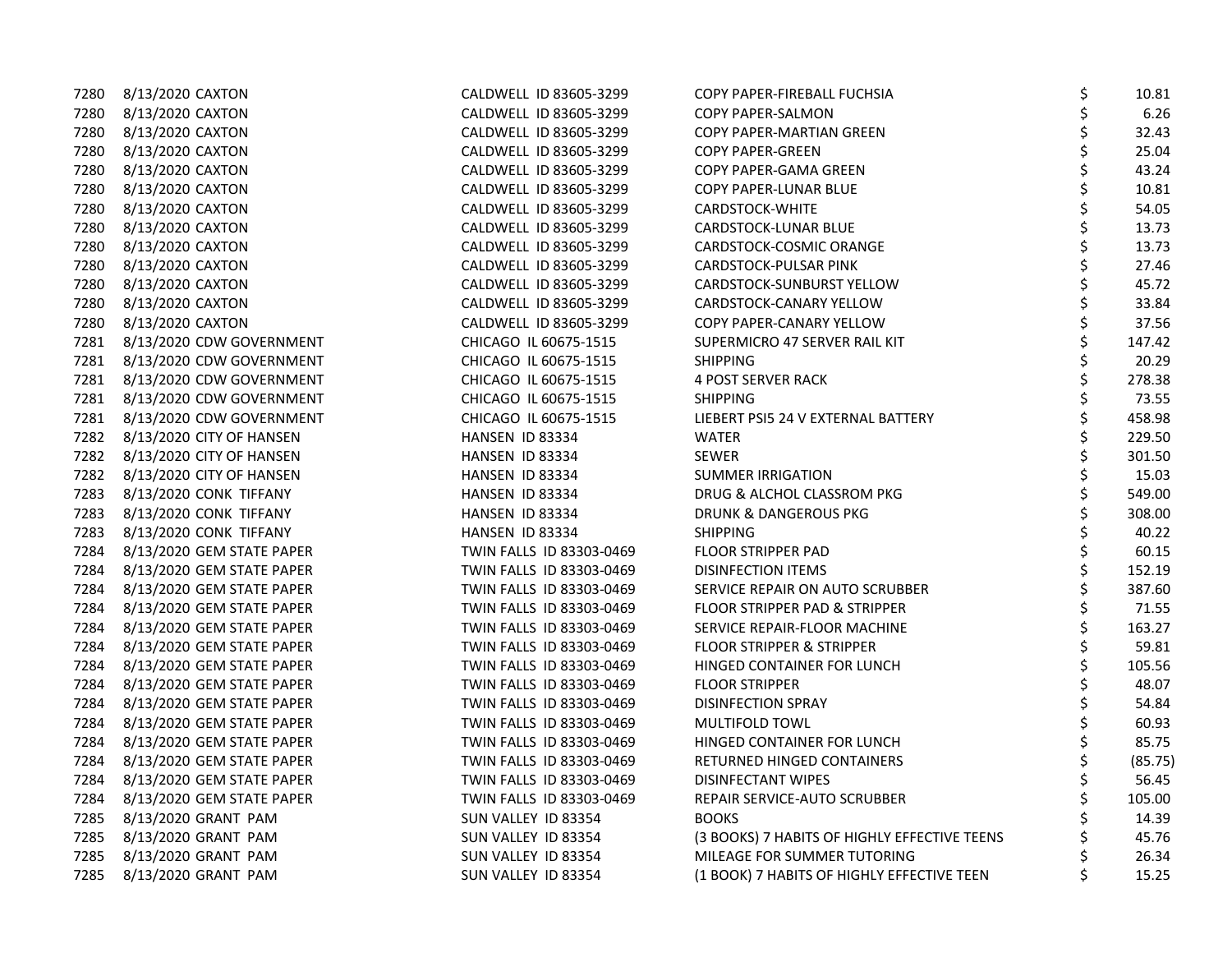| | | | | | | |
|---|---|---|---|---|---|---|
| 7280 | 8/13/2020 | CAXTON | CALDWELL ID 83605-3299 | COPY PAPER-FIREBALL FUCHSIA | $ | 10.81 |
| 7280 | 8/13/2020 | CAXTON | CALDWELL ID 83605-3299 | COPY PAPER-SALMON | $ | 6.26 |
| 7280 | 8/13/2020 | CAXTON | CALDWELL ID 83605-3299 | COPY PAPER-MARTIAN GREEN | $ | 32.43 |
| 7280 | 8/13/2020 | CAXTON | CALDWELL ID 83605-3299 | COPY PAPER-GREEN | $ | 25.04 |
| 7280 | 8/13/2020 | CAXTON | CALDWELL ID 83605-3299 | COPY PAPER-GAMA GREEN | $ | 43.24 |
| 7280 | 8/13/2020 | CAXTON | CALDWELL ID 83605-3299 | COPY PAPER-LUNAR BLUE | $ | 10.81 |
| 7280 | 8/13/2020 | CAXTON | CALDWELL ID 83605-3299 | CARDSTOCK-WHITE | $ | 54.05 |
| 7280 | 8/13/2020 | CAXTON | CALDWELL ID 83605-3299 | CARDSTOCK-LUNAR BLUE | $ | 13.73 |
| 7280 | 8/13/2020 | CAXTON | CALDWELL ID 83605-3299 | CARDSTOCK-COSMIC ORANGE | $ | 13.73 |
| 7280 | 8/13/2020 | CAXTON | CALDWELL ID 83605-3299 | CARDSTOCK-PULSAR PINK | $ | 27.46 |
| 7280 | 8/13/2020 | CAXTON | CALDWELL ID 83605-3299 | CARDSTOCK-SUNBURST YELLOW | $ | 45.72 |
| 7280 | 8/13/2020 | CAXTON | CALDWELL ID 83605-3299 | CARDSTOCK-CANARY YELLOW | $ | 33.84 |
| 7280 | 8/13/2020 | CAXTON | CALDWELL ID 83605-3299 | COPY PAPER-CANARY YELLOW | $ | 37.56 |
| 7281 | 8/13/2020 | CDW GOVERNMENT | CHICAGO IL 60675-1515 | SUPERMICRO 47 SERVER RAIL KIT | $ | 147.42 |
| 7281 | 8/13/2020 | CDW GOVERNMENT | CHICAGO IL 60675-1515 | SHIPPING | $ | 20.29 |
| 7281 | 8/13/2020 | CDW GOVERNMENT | CHICAGO IL 60675-1515 | 4 POST SERVER RACK | $ | 278.38 |
| 7281 | 8/13/2020 | CDW GOVERNMENT | CHICAGO IL 60675-1515 | SHIPPING | $ | 73.55 |
| 7281 | 8/13/2020 | CDW GOVERNMENT | CHICAGO IL 60675-1515 | LIEBERT PSI5 24 V EXTERNAL BATTERY | $ | 458.98 |
| 7282 | 8/13/2020 | CITY OF HANSEN | HANSEN ID 83334 | WATER | $ | 229.50 |
| 7282 | 8/13/2020 | CITY OF HANSEN | HANSEN ID 83334 | SEWER | $ | 301.50 |
| 7282 | 8/13/2020 | CITY OF HANSEN | HANSEN ID 83334 | SUMMER IRRIGATION | $ | 15.03 |
| 7283 | 8/13/2020 | CONK TIFFANY | HANSEN ID 83334 | DRUG & ALCHOL CLASSROM PKG | $ | 549.00 |
| 7283 | 8/13/2020 | CONK TIFFANY | HANSEN ID 83334 | DRUNK & DANGEROUS PKG | $ | 308.00 |
| 7283 | 8/13/2020 | CONK TIFFANY | HANSEN ID 83334 | SHIPPING | $ | 40.22 |
| 7284 | 8/13/2020 | GEM STATE PAPER | TWIN FALLS ID 83303-0469 | FLOOR STRIPPER PAD | $ | 60.15 |
| 7284 | 8/13/2020 | GEM STATE PAPER | TWIN FALLS ID 83303-0469 | DISINFECTION ITEMS | $ | 152.19 |
| 7284 | 8/13/2020 | GEM STATE PAPER | TWIN FALLS ID 83303-0469 | SERVICE REPAIR ON AUTO SCRUBBER | $ | 387.60 |
| 7284 | 8/13/2020 | GEM STATE PAPER | TWIN FALLS ID 83303-0469 | FLOOR STRIPPER PAD & STRIPPER | $ | 71.55 |
| 7284 | 8/13/2020 | GEM STATE PAPER | TWIN FALLS ID 83303-0469 | SERVICE REPAIR-FLOOR MACHINE | $ | 163.27 |
| 7284 | 8/13/2020 | GEM STATE PAPER | TWIN FALLS ID 83303-0469 | FLOOR STRIPPER & STRIPPER | $ | 59.81 |
| 7284 | 8/13/2020 | GEM STATE PAPER | TWIN FALLS ID 83303-0469 | HINGED CONTAINER FOR LUNCH | $ | 105.56 |
| 7284 | 8/13/2020 | GEM STATE PAPER | TWIN FALLS ID 83303-0469 | FLOOR STRIPPER | $ | 48.07 |
| 7284 | 8/13/2020 | GEM STATE PAPER | TWIN FALLS ID 83303-0469 | DISINFECTION SPRAY | $ | 54.84 |
| 7284 | 8/13/2020 | GEM STATE PAPER | TWIN FALLS ID 83303-0469 | MULTIFOLD TOWL | $ | 60.93 |
| 7284 | 8/13/2020 | GEM STATE PAPER | TWIN FALLS ID 83303-0469 | HINGED CONTAINER FOR LUNCH | $ | 85.75 |
| 7284 | 8/13/2020 | GEM STATE PAPER | TWIN FALLS ID 83303-0469 | RETURNED HINGED CONTAINERS | $ | (85.75) |
| 7284 | 8/13/2020 | GEM STATE PAPER | TWIN FALLS ID 83303-0469 | DISINFECTANT WIPES | $ | 56.45 |
| 7284 | 8/13/2020 | GEM STATE PAPER | TWIN FALLS ID 83303-0469 | REPAIR SERVICE-AUTO SCRUBBER | $ | 105.00 |
| 7285 | 8/13/2020 | GRANT PAM | SUN VALLEY ID 83354 | BOOKS | $ | 14.39 |
| 7285 | 8/13/2020 | GRANT PAM | SUN VALLEY ID 83354 | (3 BOOKS) 7 HABITS OF HIGHLY EFFECTIVE TEENS | $ | 45.76 |
| 7285 | 8/13/2020 | GRANT PAM | SUN VALLEY ID 83354 | MILEAGE FOR SUMMER TUTORING | $ | 26.34 |
| 7285 | 8/13/2020 | GRANT PAM | SUN VALLEY ID 83354 | (1 BOOK) 7 HABITS OF HIGHLY EFFECTIVE TEEN | $ | 15.25 |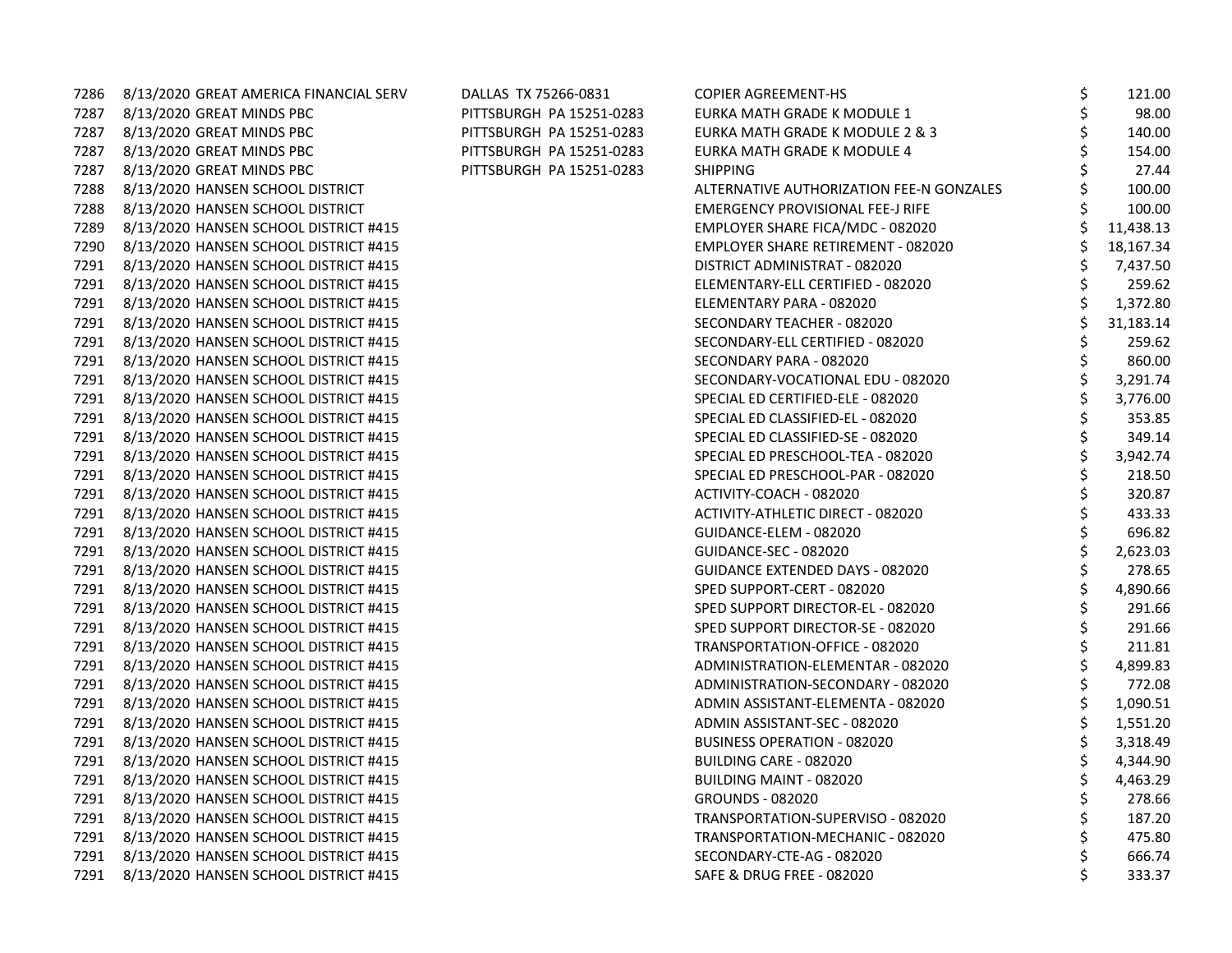| | | | | | |
|---|---|---|---|---|---|
| 7286 | 8/13/2020 | GREAT AMERICA FINANCIAL SERV | DALLAS TX 75266-0831 | COPIER AGREEMENT-HS | $ 121.00 |
| 7287 | 8/13/2020 | GREAT MINDS PBC | PITTSBURGH PA 15251-0283 | EURKA MATH GRADE K MODULE 1 | $ 98.00 |
| 7287 | 8/13/2020 | GREAT MINDS PBC | PITTSBURGH PA 15251-0283 | EURKA MATH GRADE K MODULE 2 & 3 | $ 140.00 |
| 7287 | 8/13/2020 | GREAT MINDS PBC | PITTSBURGH PA 15251-0283 | EURKA MATH GRADE K MODULE 4 | $ 154.00 |
| 7287 | 8/13/2020 | GREAT MINDS PBC | PITTSBURGH PA 15251-0283 | SHIPPING | $ 27.44 |
| 7288 | 8/13/2020 | HANSEN SCHOOL DISTRICT | | ALTERNATIVE AUTHORIZATION FEE-N GONZALES | $ 100.00 |
| 7288 | 8/13/2020 | HANSEN SCHOOL DISTRICT | | EMERGENCY PROVISIONAL FEE-J RIFE | $ 100.00 |
| 7289 | 8/13/2020 | HANSEN SCHOOL DISTRICT #415 | | EMPLOYER SHARE FICA/MDC - 082020 | $ 11,438.13 |
| 7290 | 8/13/2020 | HANSEN SCHOOL DISTRICT #415 | | EMPLOYER SHARE RETIREMENT - 082020 | $ 18,167.34 |
| 7291 | 8/13/2020 | HANSEN SCHOOL DISTRICT #415 | | DISTRICT ADMINISTRAT - 082020 | $ 7,437.50 |
| 7291 | 8/13/2020 | HANSEN SCHOOL DISTRICT #415 | | ELEMENTARY-ELL CERTIFIED - 082020 | $ 259.62 |
| 7291 | 8/13/2020 | HANSEN SCHOOL DISTRICT #415 | | ELEMENTARY PARA - 082020 | $ 1,372.80 |
| 7291 | 8/13/2020 | HANSEN SCHOOL DISTRICT #415 | | SECONDARY TEACHER - 082020 | $ 31,183.14 |
| 7291 | 8/13/2020 | HANSEN SCHOOL DISTRICT #415 | | SECONDARY-ELL CERTIFIED - 082020 | $ 259.62 |
| 7291 | 8/13/2020 | HANSEN SCHOOL DISTRICT #415 | | SECONDARY PARA - 082020 | $ 860.00 |
| 7291 | 8/13/2020 | HANSEN SCHOOL DISTRICT #415 | | SECONDARY-VOCATIONAL EDU - 082020 | $ 3,291.74 |
| 7291 | 8/13/2020 | HANSEN SCHOOL DISTRICT #415 | | SPECIAL ED CERTIFIED-ELE - 082020 | $ 3,776.00 |
| 7291 | 8/13/2020 | HANSEN SCHOOL DISTRICT #415 | | SPECIAL ED CLASSIFIED-EL - 082020 | $ 353.85 |
| 7291 | 8/13/2020 | HANSEN SCHOOL DISTRICT #415 | | SPECIAL ED CLASSIFIED-SE - 082020 | $ 349.14 |
| 7291 | 8/13/2020 | HANSEN SCHOOL DISTRICT #415 | | SPECIAL ED PRESCHOOL-TEA - 082020 | $ 3,942.74 |
| 7291 | 8/13/2020 | HANSEN SCHOOL DISTRICT #415 | | SPECIAL ED PRESCHOOL-PAR - 082020 | $ 218.50 |
| 7291 | 8/13/2020 | HANSEN SCHOOL DISTRICT #415 | | ACTIVITY-COACH - 082020 | $ 320.87 |
| 7291 | 8/13/2020 | HANSEN SCHOOL DISTRICT #415 | | ACTIVITY-ATHLETIC DIRECT - 082020 | $ 433.33 |
| 7291 | 8/13/2020 | HANSEN SCHOOL DISTRICT #415 | | GUIDANCE-ELEM - 082020 | $ 696.82 |
| 7291 | 8/13/2020 | HANSEN SCHOOL DISTRICT #415 | | GUIDANCE-SEC - 082020 | $ 2,623.03 |
| 7291 | 8/13/2020 | HANSEN SCHOOL DISTRICT #415 | | GUIDANCE EXTENDED DAYS - 082020 | $ 278.65 |
| 7291 | 8/13/2020 | HANSEN SCHOOL DISTRICT #415 | | SPED SUPPORT-CERT - 082020 | $ 4,890.66 |
| 7291 | 8/13/2020 | HANSEN SCHOOL DISTRICT #415 | | SPED SUPPORT DIRECTOR-EL - 082020 | $ 291.66 |
| 7291 | 8/13/2020 | HANSEN SCHOOL DISTRICT #415 | | SPED SUPPORT DIRECTOR-SE - 082020 | $ 291.66 |
| 7291 | 8/13/2020 | HANSEN SCHOOL DISTRICT #415 | | TRANSPORTATION-OFFICE - 082020 | $ 211.81 |
| 7291 | 8/13/2020 | HANSEN SCHOOL DISTRICT #415 | | ADMINISTRATION-ELEMENTAR - 082020 | $ 4,899.83 |
| 7291 | 8/13/2020 | HANSEN SCHOOL DISTRICT #415 | | ADMINISTRATION-SECONDARY - 082020 | $ 772.08 |
| 7291 | 8/13/2020 | HANSEN SCHOOL DISTRICT #415 | | ADMIN ASSISTANT-ELEMENTA - 082020 | $ 1,090.51 |
| 7291 | 8/13/2020 | HANSEN SCHOOL DISTRICT #415 | | ADMIN ASSISTANT-SEC - 082020 | $ 1,551.20 |
| 7291 | 8/13/2020 | HANSEN SCHOOL DISTRICT #415 | | BUSINESS OPERATION - 082020 | $ 3,318.49 |
| 7291 | 8/13/2020 | HANSEN SCHOOL DISTRICT #415 | | BUILDING CARE - 082020 | $ 4,344.90 |
| 7291 | 8/13/2020 | HANSEN SCHOOL DISTRICT #415 | | BUILDING MAINT - 082020 | $ 4,463.29 |
| 7291 | 8/13/2020 | HANSEN SCHOOL DISTRICT #415 | | GROUNDS - 082020 | $ 278.66 |
| 7291 | 8/13/2020 | HANSEN SCHOOL DISTRICT #415 | | TRANSPORTATION-SUPERVISO - 082020 | $ 187.20 |
| 7291 | 8/13/2020 | HANSEN SCHOOL DISTRICT #415 | | TRANSPORTATION-MECHANIC - 082020 | $ 475.80 |
| 7291 | 8/13/2020 | HANSEN SCHOOL DISTRICT #415 | | SECONDARY-CTE-AG - 082020 | $ 666.74 |
| 7291 | 8/13/2020 | HANSEN SCHOOL DISTRICT #415 | | SAFE & DRUG FREE - 082020 | $ 333.37 |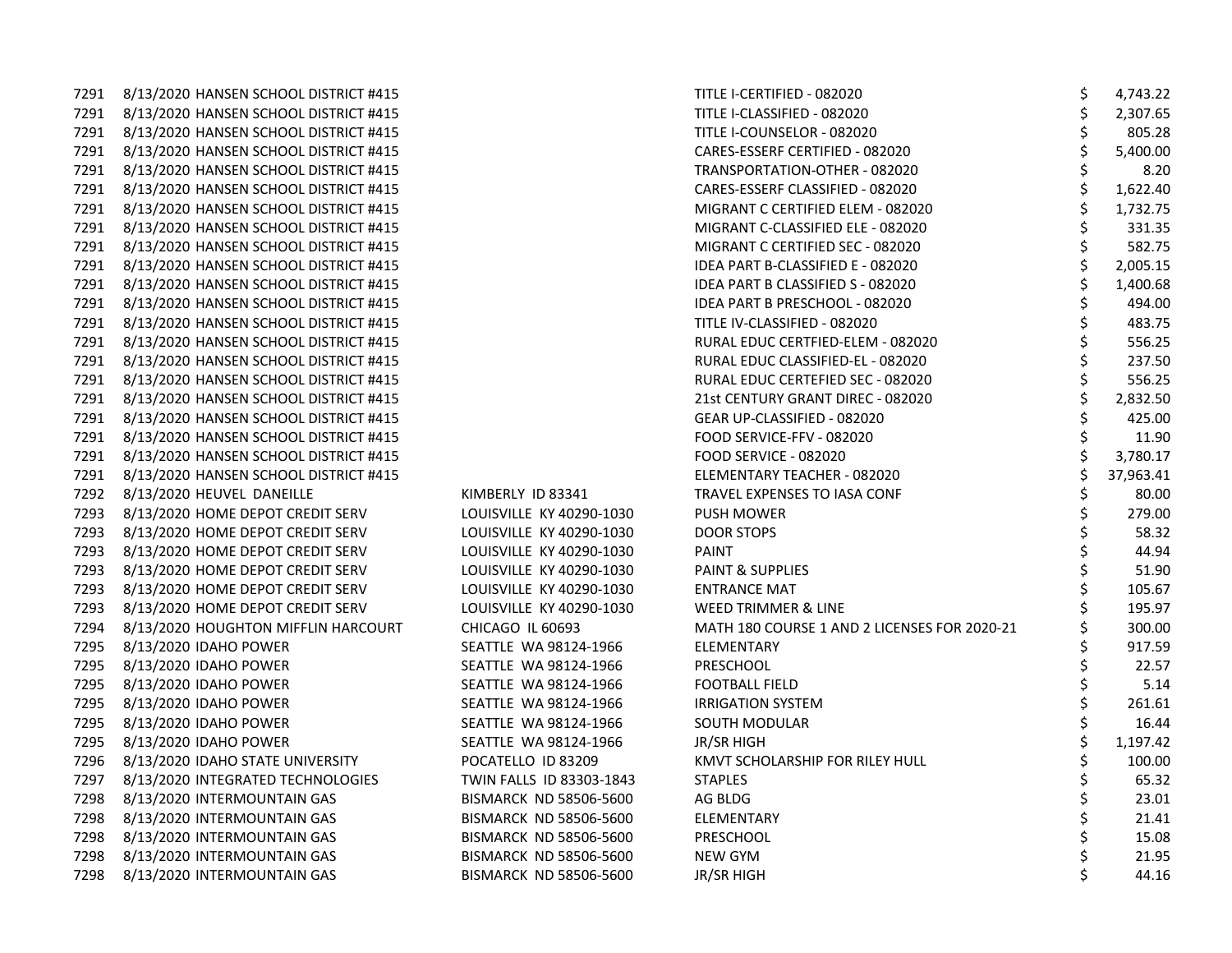| | | | | | |
|---|---|---|---|---|---|
| 7291 | 8/13/2020 | HANSEN SCHOOL DISTRICT #415 | | TITLE I-CERTIFIED - 082020 | $ 4,743.22 |
| 7291 | 8/13/2020 | HANSEN SCHOOL DISTRICT #415 | | TITLE I-CLASSIFIED - 082020 | $ 2,307.65 |
| 7291 | 8/13/2020 | HANSEN SCHOOL DISTRICT #415 | | TITLE I-COUNSELOR - 082020 | $ 805.28 |
| 7291 | 8/13/2020 | HANSEN SCHOOL DISTRICT #415 | | CARES-ESSERF CERTIFIED - 082020 | $ 5,400.00 |
| 7291 | 8/13/2020 | HANSEN SCHOOL DISTRICT #415 | | TRANSPORTATION-OTHER - 082020 | $ 8.20 |
| 7291 | 8/13/2020 | HANSEN SCHOOL DISTRICT #415 | | CARES-ESSERF CLASSIFIED - 082020 | $ 1,622.40 |
| 7291 | 8/13/2020 | HANSEN SCHOOL DISTRICT #415 | | MIGRANT C CERTIFIED ELEM - 082020 | $ 1,732.75 |
| 7291 | 8/13/2020 | HANSEN SCHOOL DISTRICT #415 | | MIGRANT C-CLASSIFIED ELE - 082020 | $ 331.35 |
| 7291 | 8/13/2020 | HANSEN SCHOOL DISTRICT #415 | | MIGRANT C CERTIFIED SEC - 082020 | $ 582.75 |
| 7291 | 8/13/2020 | HANSEN SCHOOL DISTRICT #415 | | IDEA PART B-CLASSIFIED E - 082020 | $ 2,005.15 |
| 7291 | 8/13/2020 | HANSEN SCHOOL DISTRICT #415 | | IDEA PART B CLASSIFIED S - 082020 | $ 1,400.68 |
| 7291 | 8/13/2020 | HANSEN SCHOOL DISTRICT #415 | | IDEA PART B PRESCHOOL - 082020 | $ 494.00 |
| 7291 | 8/13/2020 | HANSEN SCHOOL DISTRICT #415 | | TITLE IV-CLASSIFIED - 082020 | $ 483.75 |
| 7291 | 8/13/2020 | HANSEN SCHOOL DISTRICT #415 | | RURAL EDUC CERTFIED-ELEM - 082020 | $ 556.25 |
| 7291 | 8/13/2020 | HANSEN SCHOOL DISTRICT #415 | | RURAL EDUC CLASSIFIED-EL - 082020 | $ 237.50 |
| 7291 | 8/13/2020 | HANSEN SCHOOL DISTRICT #415 | | RURAL EDUC CERTEFIED SEC - 082020 | $ 556.25 |
| 7291 | 8/13/2020 | HANSEN SCHOOL DISTRICT #415 | | 21st CENTURY GRANT DIREC - 082020 | $ 2,832.50 |
| 7291 | 8/13/2020 | HANSEN SCHOOL DISTRICT #415 | | GEAR UP-CLASSIFIED - 082020 | $ 425.00 |
| 7291 | 8/13/2020 | HANSEN SCHOOL DISTRICT #415 | | FOOD SERVICE-FFV - 082020 | $ 11.90 |
| 7291 | 8/13/2020 | HANSEN SCHOOL DISTRICT #415 | | FOOD SERVICE - 082020 | $ 3,780.17 |
| 7291 | 8/13/2020 | HANSEN SCHOOL DISTRICT #415 | | ELEMENTARY TEACHER - 082020 | $ 37,963.41 |
| 7292 | 8/13/2020 | HEUVEL DANEILLE | KIMBERLY ID 83341 | TRAVEL EXPENSES TO IASA CONF | $ 80.00 |
| 7293 | 8/13/2020 | HOME DEPOT CREDIT SERV | LOUISVILLE KY 40290-1030 | PUSH MOWER | $ 279.00 |
| 7293 | 8/13/2020 | HOME DEPOT CREDIT SERV | LOUISVILLE KY 40290-1030 | DOOR STOPS | $ 58.32 |
| 7293 | 8/13/2020 | HOME DEPOT CREDIT SERV | LOUISVILLE KY 40290-1030 | PAINT | $ 44.94 |
| 7293 | 8/13/2020 | HOME DEPOT CREDIT SERV | LOUISVILLE KY 40290-1030 | PAINT & SUPPLIES | $ 51.90 |
| 7293 | 8/13/2020 | HOME DEPOT CREDIT SERV | LOUISVILLE KY 40290-1030 | ENTRANCE MAT | $ 105.67 |
| 7293 | 8/13/2020 | HOME DEPOT CREDIT SERV | LOUISVILLE KY 40290-1030 | WEED TRIMMER & LINE | $ 195.97 |
| 7294 | 8/13/2020 | HOUGHTON MIFFLIN HARCOURT | CHICAGO IL 60693 | MATH 180 COURSE 1 AND 2 LICENSES FOR 2020-21 | $ 300.00 |
| 7295 | 8/13/2020 | IDAHO POWER | SEATTLE WA 98124-1966 | ELEMENTARY | $ 917.59 |
| 7295 | 8/13/2020 | IDAHO POWER | SEATTLE WA 98124-1966 | PRESCHOOL | $ 22.57 |
| 7295 | 8/13/2020 | IDAHO POWER | SEATTLE WA 98124-1966 | FOOTBALL FIELD | $ 5.14 |
| 7295 | 8/13/2020 | IDAHO POWER | SEATTLE WA 98124-1966 | IRRIGATION SYSTEM | $ 261.61 |
| 7295 | 8/13/2020 | IDAHO POWER | SEATTLE WA 98124-1966 | SOUTH MODULAR | $ 16.44 |
| 7295 | 8/13/2020 | IDAHO POWER | SEATTLE WA 98124-1966 | JR/SR HIGH | $ 1,197.42 |
| 7296 | 8/13/2020 | IDAHO STATE UNIVERSITY | POCATELLO ID 83209 | KMVT SCHOLARSHIP FOR RILEY HULL | $ 100.00 |
| 7297 | 8/13/2020 | INTEGRATED TECHNOLOGIES | TWIN FALLS ID 83303-1843 | STAPLES | $ 65.32 |
| 7298 | 8/13/2020 | INTERMOUNTAIN GAS | BISMARCK ND 58506-5600 | AG BLDG | $ 23.01 |
| 7298 | 8/13/2020 | INTERMOUNTAIN GAS | BISMARCK ND 58506-5600 | ELEMENTARY | $ 21.41 |
| 7298 | 8/13/2020 | INTERMOUNTAIN GAS | BISMARCK ND 58506-5600 | PRESCHOOL | $ 15.08 |
| 7298 | 8/13/2020 | INTERMOUNTAIN GAS | BISMARCK ND 58506-5600 | NEW GYM | $ 21.95 |
| 7298 | 8/13/2020 | INTERMOUNTAIN GAS | BISMARCK ND 58506-5600 | JR/SR HIGH | $ 44.16 |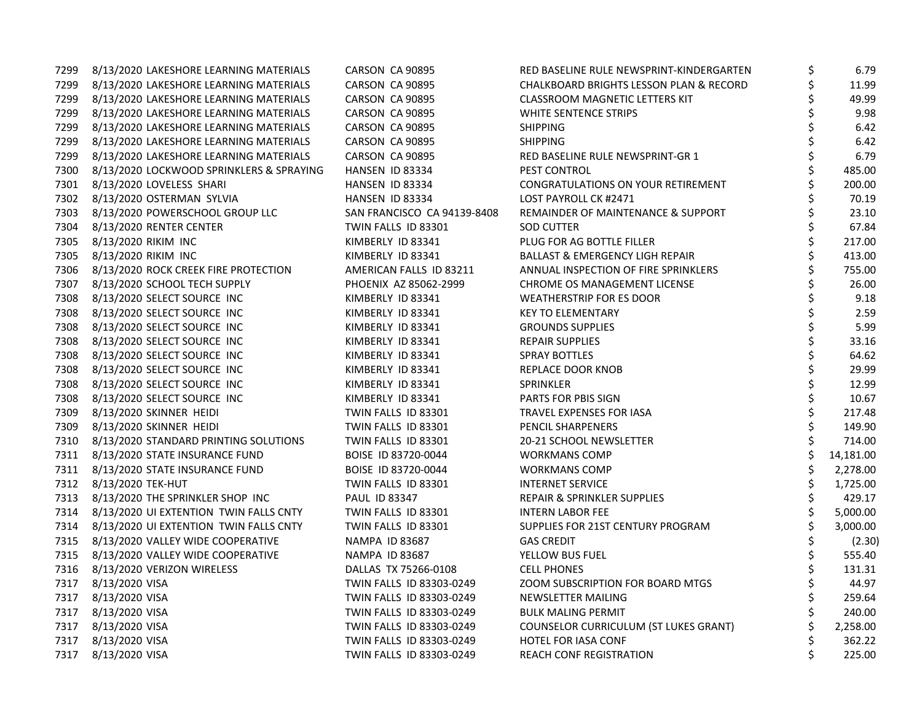| | | | | | |
|---|---|---|---|---|---|
| 7299 | 8/13/2020 | LAKESHORE LEARNING MATERIALS | CARSON CA 90895 | RED BASELINE RULE NEWSPRINT-KINDERGARTEN | $ 6.79 |
| 7299 | 8/13/2020 | LAKESHORE LEARNING MATERIALS | CARSON CA 90895 | CHALKBOARD BRIGHTS LESSON PLAN & RECORD | $ 11.99 |
| 7299 | 8/13/2020 | LAKESHORE LEARNING MATERIALS | CARSON CA 90895 | CLASSROOM MAGNETIC LETTERS KIT | $ 49.99 |
| 7299 | 8/13/2020 | LAKESHORE LEARNING MATERIALS | CARSON CA 90895 | WHITE SENTENCE STRIPS | $ 9.98 |
| 7299 | 8/13/2020 | LAKESHORE LEARNING MATERIALS | CARSON CA 90895 | SHIPPING | $ 6.42 |
| 7299 | 8/13/2020 | LAKESHORE LEARNING MATERIALS | CARSON CA 90895 | SHIPPING | $ 6.42 |
| 7299 | 8/13/2020 | LAKESHORE LEARNING MATERIALS | CARSON CA 90895 | RED BASELINE RULE NEWSPRINT-GR 1 | $ 6.79 |
| 7300 | 8/13/2020 | LOCKWOOD SPRINKLERS & SPRAYING | HANSEN ID 83334 | PEST CONTROL | $ 485.00 |
| 7301 | 8/13/2020 | LOVELESS SHARI | HANSEN ID 83334 | CONGRATULATIONS ON YOUR RETIREMENT | $ 200.00 |
| 7302 | 8/13/2020 | OSTERMAN SYLVIA | HANSEN ID 83334 | LOST PAYROLL CK #2471 | $ 70.19 |
| 7303 | 8/13/2020 | POWERSCHOOL GROUP LLC | SAN FRANCISCO CA 94139-8408 | REMAINDER OF MAINTENANCE & SUPPORT | $ 23.10 |
| 7304 | 8/13/2020 | RENTER CENTER | TWIN FALLS ID 83301 | SOD CUTTER | $ 67.84 |
| 7305 | 8/13/2020 | RIKIM INC | KIMBERLY ID 83341 | PLUG FOR AG BOTTLE FILLER | $ 217.00 |
| 7305 | 8/13/2020 | RIKIM INC | KIMBERLY ID 83341 | BALLAST & EMERGENCY LIGH REPAIR | $ 413.00 |
| 7306 | 8/13/2020 | ROCK CREEK FIRE PROTECTION | AMERICAN FALLS ID 83211 | ANNUAL INSPECTION OF FIRE SPRINKLERS | $ 755.00 |
| 7307 | 8/13/2020 | SCHOOL TECH SUPPLY | PHOENIX AZ 85062-2999 | CHROME OS MANAGEMENT LICENSE | $ 26.00 |
| 7308 | 8/13/2020 | SELECT SOURCE INC | KIMBERLY ID 83341 | WEATHERSTRIP FOR ES DOOR | $ 9.18 |
| 7308 | 8/13/2020 | SELECT SOURCE INC | KIMBERLY ID 83341 | KEY TO ELEMENTARY | $ 2.59 |
| 7308 | 8/13/2020 | SELECT SOURCE INC | KIMBERLY ID 83341 | GROUNDS SUPPLIES | $ 5.99 |
| 7308 | 8/13/2020 | SELECT SOURCE INC | KIMBERLY ID 83341 | REPAIR SUPPLIES | $ 33.16 |
| 7308 | 8/13/2020 | SELECT SOURCE INC | KIMBERLY ID 83341 | SPRAY BOTTLES | $ 64.62 |
| 7308 | 8/13/2020 | SELECT SOURCE INC | KIMBERLY ID 83341 | REPLACE DOOR KNOB | $ 29.99 |
| 7308 | 8/13/2020 | SELECT SOURCE INC | KIMBERLY ID 83341 | SPRINKLER | $ 12.99 |
| 7308 | 8/13/2020 | SELECT SOURCE INC | KIMBERLY ID 83341 | PARTS FOR PBIS SIGN | $ 10.67 |
| 7309 | 8/13/2020 | SKINNER HEIDI | TWIN FALLS ID 83301 | TRAVEL EXPENSES FOR IASA | $ 217.48 |
| 7309 | 8/13/2020 | SKINNER HEIDI | TWIN FALLS ID 83301 | PENCIL SHARPENERS | $ 149.90 |
| 7310 | 8/13/2020 | STANDARD PRINTING SOLUTIONS | TWIN FALLS ID 83301 | 20-21 SCHOOL NEWSLETTER | $ 714.00 |
| 7311 | 8/13/2020 | STATE INSURANCE FUND | BOISE ID 83720-0044 | WORKMANS COMP | $ 14,181.00 |
| 7311 | 8/13/2020 | STATE INSURANCE FUND | BOISE ID 83720-0044 | WORKMANS COMP | $ 2,278.00 |
| 7312 | 8/13/2020 | TEK-HUT | TWIN FALLS ID 83301 | INTERNET SERVICE | $ 1,725.00 |
| 7313 | 8/13/2020 | THE SPRINKLER SHOP INC | PAUL ID 83347 | REPAIR & SPRINKLER SUPPLIES | $ 429.17 |
| 7314 | 8/13/2020 | UI EXTENTION TWIN FALLS CNTY | TWIN FALLS ID 83301 | INTERN LABOR FEE | $ 5,000.00 |
| 7314 | 8/13/2020 | UI EXTENTION TWIN FALLS CNTY | TWIN FALLS ID 83301 | SUPPLIES FOR 21ST CENTURY PROGRAM | $ 3,000.00 |
| 7315 | 8/13/2020 | VALLEY WIDE COOPERATIVE | NAMPA ID 83687 | GAS CREDIT | $ (2.30) |
| 7315 | 8/13/2020 | VALLEY WIDE COOPERATIVE | NAMPA ID 83687 | YELLOW BUS FUEL | $ 555.40 |
| 7316 | 8/13/2020 | VERIZON WIRELESS | DALLAS TX 75266-0108 | CELL PHONES | $ 131.31 |
| 7317 | 8/13/2020 | VISA | TWIN FALLS ID 83303-0249 | ZOOM SUBSCRIPTION FOR BOARD MTGS | $ 44.97 |
| 7317 | 8/13/2020 | VISA | TWIN FALLS ID 83303-0249 | NEWSLETTER MAILING | $ 259.64 |
| 7317 | 8/13/2020 | VISA | TWIN FALLS ID 83303-0249 | BULK MALING PERMIT | $ 240.00 |
| 7317 | 8/13/2020 | VISA | TWIN FALLS ID 83303-0249 | COUNSELOR CURRICULUM (ST LUKES GRANT) | $ 2,258.00 |
| 7317 | 8/13/2020 | VISA | TWIN FALLS ID 83303-0249 | HOTEL FOR IASA CONF | $ 362.22 |
| 7317 | 8/13/2020 | VISA | TWIN FALLS ID 83303-0249 | REACH CONF REGISTRATION | $ 225.00 |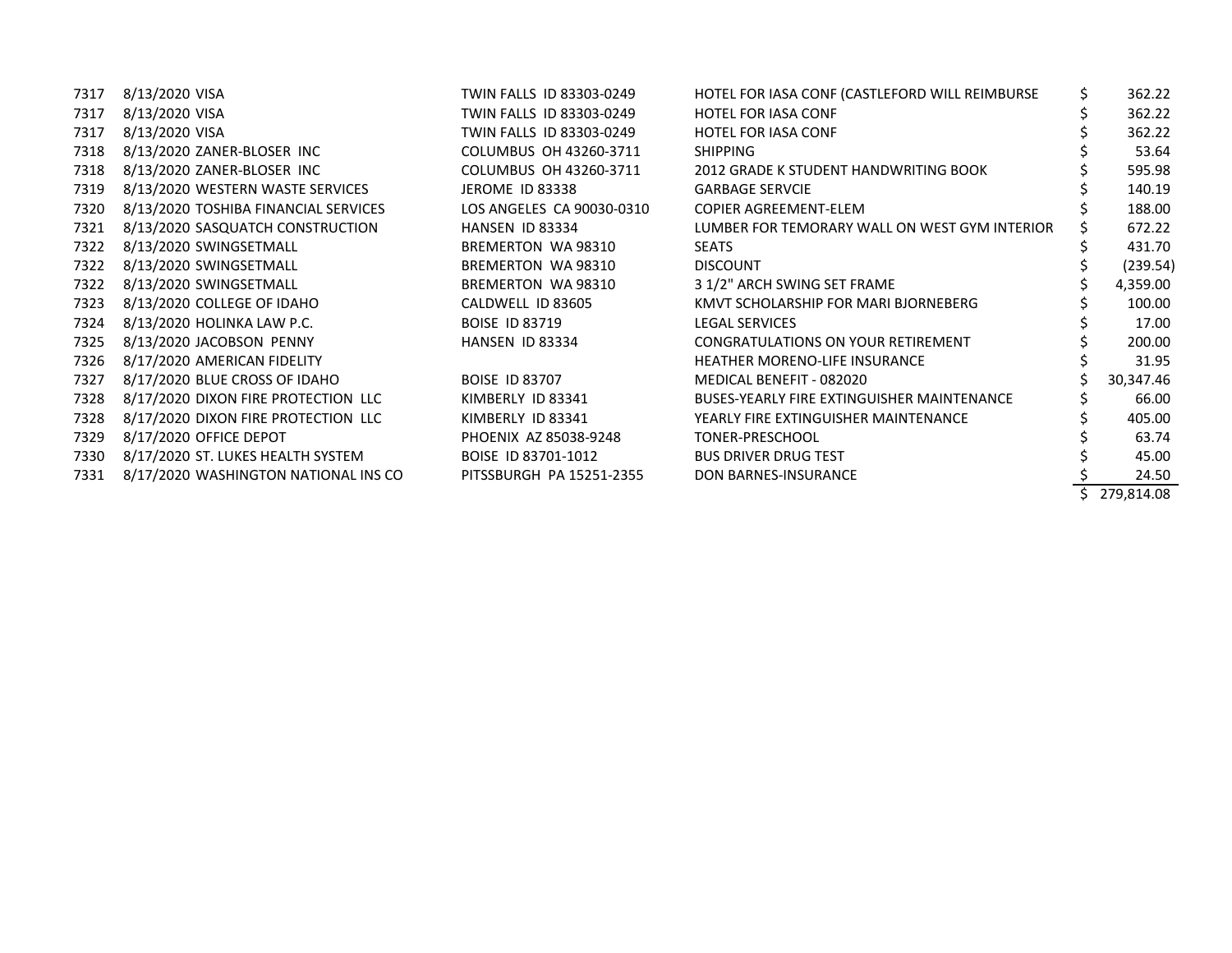| | | | | | |
|---|---|---|---|---|---|
| 7317 | 8/13/2020 | VISA | TWIN FALLS ID 83303-0249 | HOTEL FOR IASA CONF (CASTLEFORD WILL REIMBURSE | $ 362.22 |
| 7317 | 8/13/2020 | VISA | TWIN FALLS ID 83303-0249 | HOTEL FOR IASA CONF | $ 362.22 |
| 7317 | 8/13/2020 | VISA | TWIN FALLS ID 83303-0249 | HOTEL FOR IASA CONF | $ 362.22 |
| 7318 | 8/13/2020 | ZANER-BLOSER INC | COLUMBUS OH 43260-3711 | SHIPPING | $ 53.64 |
| 7318 | 8/13/2020 | ZANER-BLOSER INC | COLUMBUS OH 43260-3711 | 2012 GRADE K STUDENT HANDWRITING BOOK | $ 595.98 |
| 7319 | 8/13/2020 | WESTERN WASTE SERVICES | JEROME ID 83338 | GARBAGE SERVCIE | $ 140.19 |
| 7320 | 8/13/2020 | TOSHIBA FINANCIAL SERVICES | LOS ANGELES CA 90030-0310 | COPIER AGREEMENT-ELEM | $ 188.00 |
| 7321 | 8/13/2020 | SASQUATCH CONSTRUCTION | HANSEN ID 83334 | LUMBER FOR TEMORARY WALL ON WEST GYM INTERIOR | $ 672.22 |
| 7322 | 8/13/2020 | SWINGSETMALL | BREMERTON WA 98310 | SEATS | $ 431.70 |
| 7322 | 8/13/2020 | SWINGSETMALL | BREMERTON WA 98310 | DISCOUNT | $ (239.54) |
| 7322 | 8/13/2020 | SWINGSETMALL | BREMERTON WA 98310 | 3 1/2" ARCH SWING SET FRAME | $ 4,359.00 |
| 7323 | 8/13/2020 | COLLEGE OF IDAHO | CALDWELL ID 83605 | KMVT SCHOLARSHIP FOR MARI BJORNEBERG | $ 100.00 |
| 7324 | 8/13/2020 | HOLINKA LAW P.C. | BOISE ID 83719 | LEGAL SERVICES | $ 17.00 |
| 7325 | 8/13/2020 | JACOBSON PENNY | HANSEN ID 83334 | CONGRATULATIONS ON YOUR RETIREMENT | $ 200.00 |
| 7326 | 8/17/2020 | AMERICAN FIDELITY | | HEATHER MORENO-LIFE INSURANCE | $ 31.95 |
| 7327 | 8/17/2020 | BLUE CROSS OF IDAHO | BOISE ID 83707 | MEDICAL BENEFIT - 082020 | $ 30,347.46 |
| 7328 | 8/17/2020 | DIXON FIRE PROTECTION LLC | KIMBERLY ID 83341 | BUSES-YEARLY FIRE EXTINGUISHER MAINTENANCE | $ 66.00 |
| 7328 | 8/17/2020 | DIXON FIRE PROTECTION LLC | KIMBERLY ID 83341 | YEARLY FIRE EXTINGUISHER MAINTENANCE | $ 405.00 |
| 7329 | 8/17/2020 | OFFICE DEPOT | PHOENIX AZ 85038-9248 | TONER-PRESCHOOL | $ 63.74 |
| 7330 | 8/17/2020 | ST. LUKES HEALTH SYSTEM | BOISE ID 83701-1012 | BUS DRIVER DRUG TEST | $ 45.00 |
| 7331 | 8/17/2020 | WASHINGTON NATIONAL INS CO | PITSSBURGH PA 15251-2355 | DON BARNES-INSURANCE | $ 24.50 |
| | | | | | $ 279,814.08 |